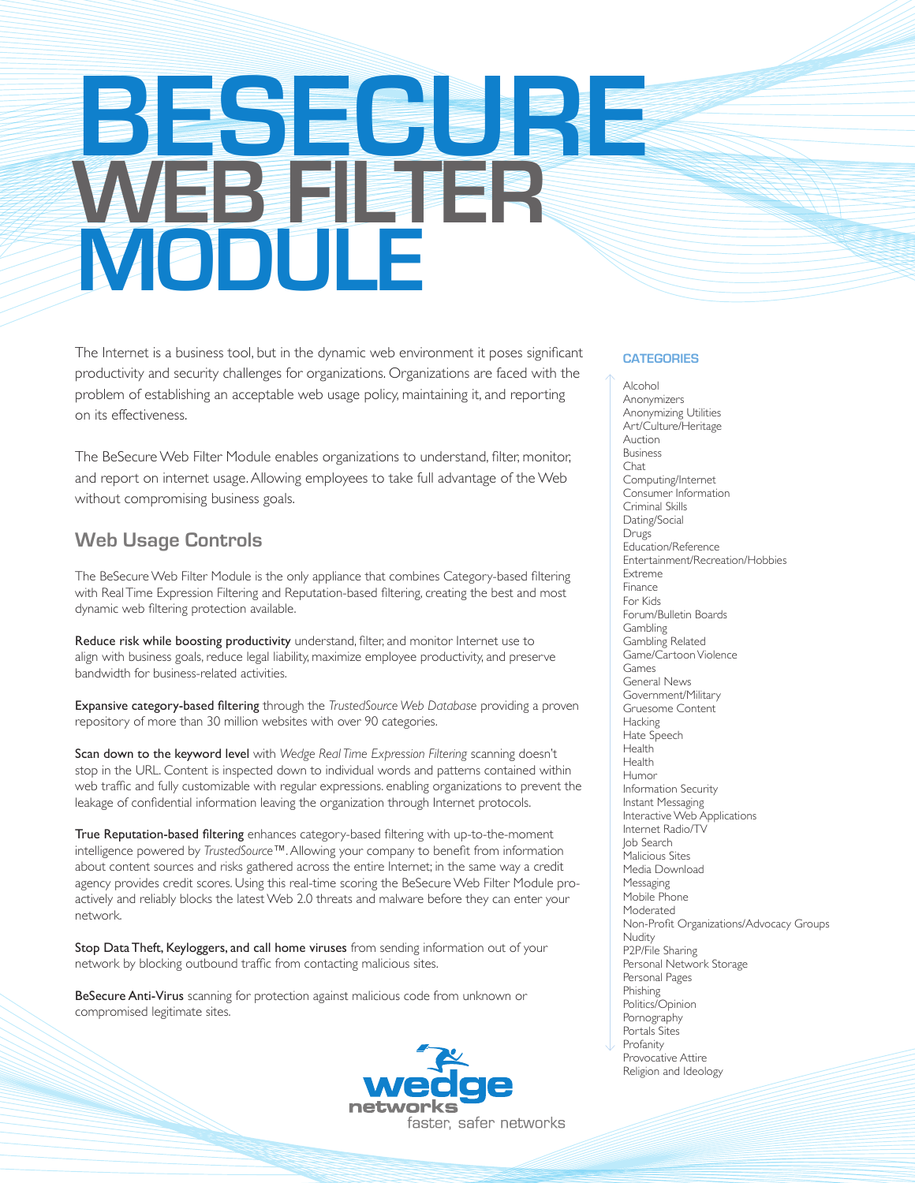# BESECURE WEB FILTER MODULE

The Internet is a business tool, but in the dynamic web environment it poses significant productivity and security challenges for organizations. Organizations are faced with the problem of establishing an acceptable web usage policy, maintaining it, and reporting on its effectiveness.

The BeSecure Web Filter Module enables organizations to understand, filter, monitor, and report on internet usage. Allowing employees to take full advantage of the Web without compromising business goals.

## Web Usage Controls

The BeSecure Web Filter Module is the only appliance that combines Category-based filtering with Real Time Expression Filtering and Reputation-based filtering, creating the best and most dynamic web filtering protection available.

**Reduce risk while boosting productivity** understand, filter, and monitor Internet use to align with business goals, reduce legal liability, maximize employee productivity, and preserve bandwidth for business-related activities.

**Expansive category-based filtering** through the *TrustedSource Web Database* providing a proven repository of more than 30 million websites with over 90 categories.

**Scan down to the keyword level** with *Wedge Real Time Expression Filtering* scanning doesn't stop in the URL. Content is inspected down to individual words and patterns contained within web traffic and fully customizable with regular expressions. enabling organizations to prevent the leakage of confidential information leaving the organization through Internet protocols.

**True Reputation-based filtering** enhances category-based filtering with up-to-the-moment intelligence powered by *TrustedSource*™. Allowing your company to benefit from information about content sources and risks gathered across the entire Internet; in the same way a credit agency provides credit scores. Using this real-time scoring the BeSecure Web Filter Module pro-actively and reliably blocks the latest Web 2.0 threats and malware before they can enter your network.

**Stop Data Theft, Keyloggers, and call home viruses** from sending information out of your network by blocking outbound traffic from contacting malicious sites.

**BeSecure Anti-Virus** scanning for protection against malicious code from unknown or compromised legitimate sites.

### CATEGORIES

Alcohol
Anonymizers
Anonymizing Utilities
Art/Culture/Heritage
Auction
Business
Chat
Computing/Internet
Consumer Information
Criminal Skills
Dating/Social
Drugs
Education/Reference
Entertainment/Recreation/Hobbies
Extreme
Finance
For Kids
Forum/Bulletin Boards
Gambling
Gambling Related
Game/Cartoon Violence
Games
General News
Government/Military
Gruesome Content
Hacking
Hate Speech
Health
Health
Humor
Information Security
Instant Messaging
Interactive Web Applications
Internet Radio/TV
Job Search
Malicious Sites
Media Download
Messaging
Mobile Phone
Moderated
Non-Profit Organizations/Advocacy Groups
Nudity
P2P/File Sharing
Personal Network Storage
Personal Pages
Phishing
Politics/Opinion
Pornography
Portals Sites
Profanity
Provocative Attire
Religion and Ideology

wedge networks
faster, safer networks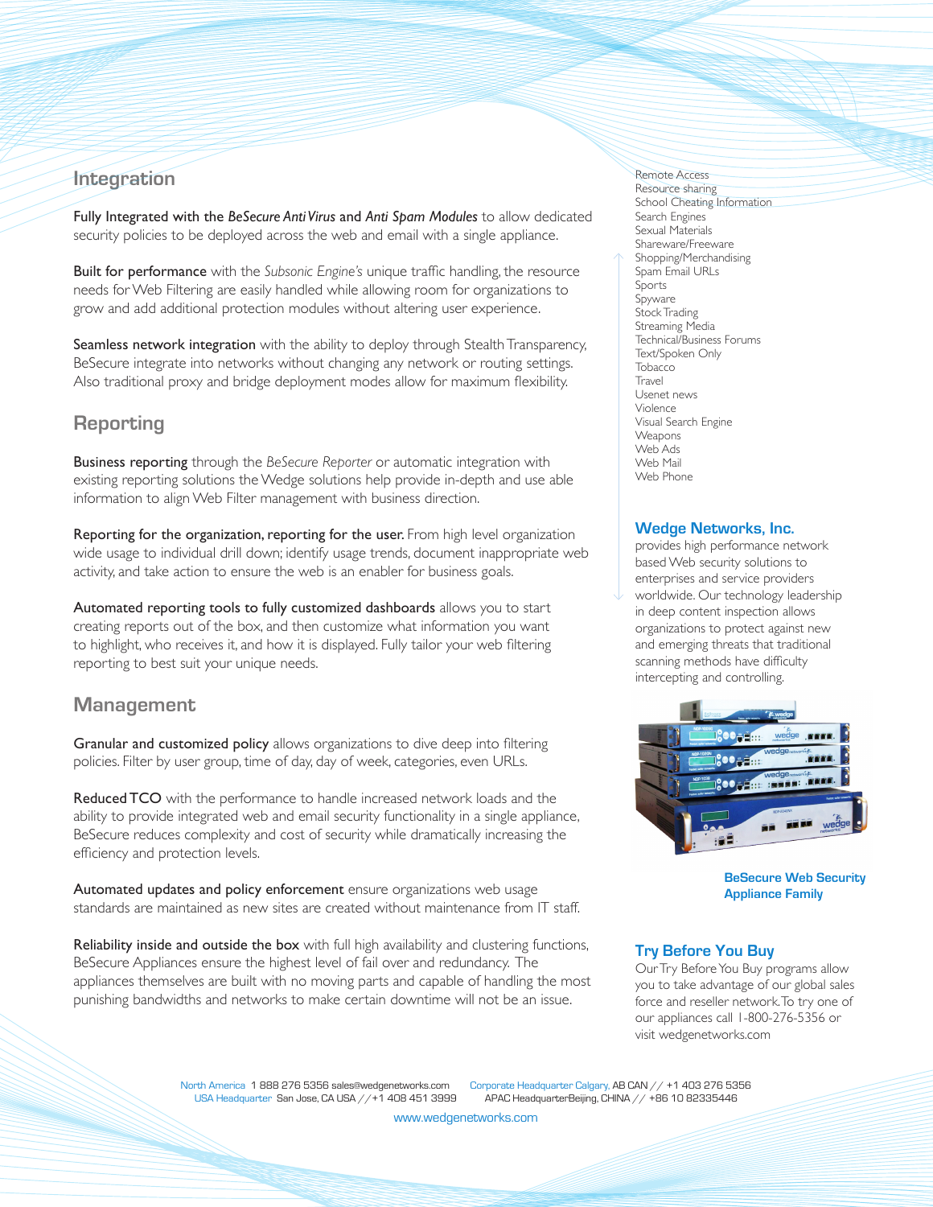## Integration

**Fully Integrated with the *BeSecure Anti Virus* and *Anti Spam Modules*** to allow dedicated security policies to be deployed across the web and email with a single appliance.

**Built for performance** with the *Subsonic Engine's* unique traffic handling, the resource needs for Web Filtering are easily handled while allowing room for organizations to grow and add additional protection modules without altering user experience.

**Seamless network integration** with the ability to deploy through Stealth Transparency, BeSecure integrate into networks without changing any network or routing settings. Also traditional proxy and bridge deployment modes allow for maximum flexibility.

## Reporting

**Business reporting** through the *BeSecure Reporter* or automatic integration with existing reporting solutions the Wedge solutions help provide in-depth and use able information to align Web Filter management with business direction.

**Reporting for the organization, reporting for the user.** From high level organization wide usage to individual drill down; identify usage trends, document inappropriate web activity, and take action to ensure the web is an enabler for business goals.

**Automated reporting tools to fully customized dashboards** allows you to start creating reports out of the box, and then customize what information you want to highlight, who receives it, and how it is displayed. Fully tailor your web filtering reporting to best suit your unique needs.

## Management

**Granular and customized policy** allows organizations to dive deep into filtering policies. Filter by user group, time of day, day of week, categories, even URLs.

**Reduced TCO** with the performance to handle increased network loads and the ability to provide integrated web and email security functionality in a single appliance, BeSecure reduces complexity and cost of security while dramatically increasing the efficiency and protection levels.

**Automated updates and policy enforcement** ensure organizations web usage standards are maintained as new sites are created without maintenance from IT staff.

**Reliability inside and outside the box** with full high availability and clustering functions, BeSecure Appliances ensure the highest level of fail over and redundancy. The appliances themselves are built with no moving parts and capable of handling the most punishing bandwidths and networks to make certain downtime will not be an issue.

Remote Access
Resource sharing
School Cheating Information
Search Engines
Sexual Materials
Shareware/Freeware
Shopping/Merchandising
Spam Email URLs
Sports
Spyware
Stock Trading
Streaming Media
Technical/Business Forums
Text/Spoken Only
Tobacco
Travel
Usenet news
Violence
Visual Search Engine
Weapons
Web Ads
Web Mail
Web Phone

### Wedge Networks, Inc.

provides high performance network based Web security solutions to enterprises and service providers worldwide. Our technology leadership in deep content inspection allows organizations to protect against new and emerging threats that traditional scanning methods have difficulty intercepting and controlling.

**BeSecure Web Security Appliance Family**

### Try Before You Buy

Our Try Before You Buy programs allow you to take advantage of our global sales force and reseller network. To try one of our appliances call 1-800-276-5356 or visit wedgenetworks.com

North America 1 888 276 5356 sales@wedgenetworks.com
USA Headquarter San Jose, CA USA // +1 408 451 3999
Corporate Headquarter Calgary, AB CAN // +1 403 276 5356
APAC Headquarter Beijing, CHINA // +86 10 82335446

www.wedgenetworks.com